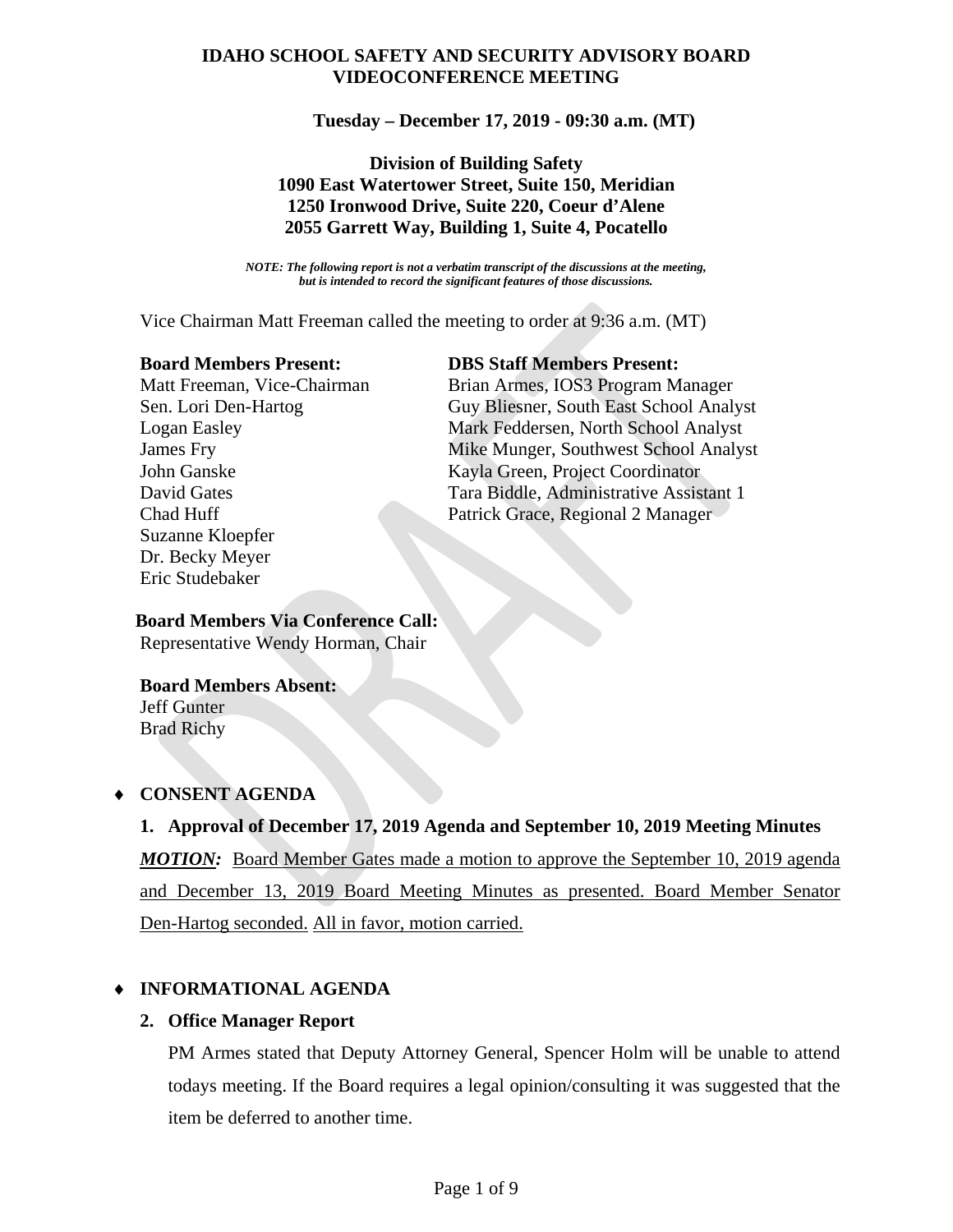**IDAHO SCHOOL SAFETY AND SECURITY ADVISORY BOARD**
**VIDEOCONFERENCE MEETING**

**Tuesday – December 17, 2019 - 09:30 a.m. (MT)**

**Division of Building Safety**
**1090 East Watertower Street, Suite 150, Meridian**
**1250 Ironwood Drive, Suite 220, Coeur d'Alene**
**2055 Garrett Way, Building 1, Suite 4, Pocatello**

*NOTE: The following report is not a verbatim transcript of the discussions at the meeting, but is intended to record the significant features of those discussions.*

Vice Chairman Matt Freeman called the meeting to order at 9:36 a.m. (MT)

**Board Members Present:**
Matt Freeman, Vice-Chairman
Sen. Lori Den-Hartog
Logan Easley
James Fry
John Ganske
David Gates
Chad Huff
Suzanne Kloepfer
Dr. Becky Meyer
Eric Studebaker

**DBS Staff Members Present:**
Brian Armes, IOS3 Program Manager
Guy Bliesner, South East School Analyst
Mark Feddersen, North School Analyst
Mike Munger, Southwest School Analyst
Kayla Green, Project Coordinator
Tara Biddle, Administrative Assistant 1
Patrick Grace, Regional 2 Manager

**Board Members Via Conference Call:**
Representative Wendy Horman, Chair

**Board Members Absent:**
Jeff Gunter
Brad Richy

## ♦ CONSENT AGENDA

### 1. Approval of December 17, 2019 Agenda and September 10, 2019 Meeting Minutes

***MOTION:*** Board Member Gates made a motion to approve the September 10, 2019 agenda and December 13, 2019 Board Meeting Minutes as presented. Board Member Senator Den-Hartog seconded. All in favor, motion carried.

## ♦ INFORMATIONAL AGENDA

### 2. Office Manager Report

PM Armes stated that Deputy Attorney General, Spencer Holm will be unable to attend todays meeting. If the Board requires a legal opinion/consulting it was suggested that the item be deferred to another time.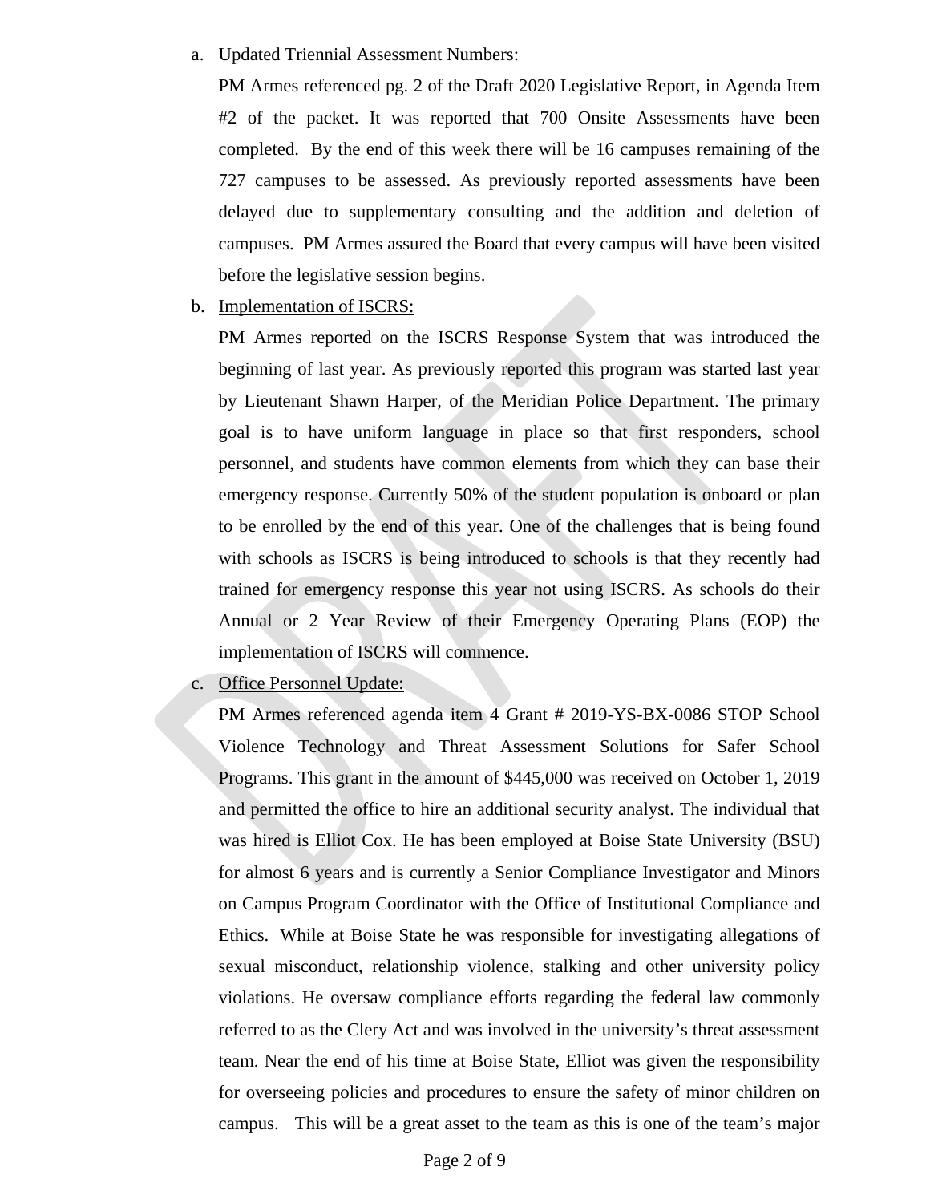a. Updated Triennial Assessment Numbers:

   PM Armes referenced pg. 2 of the Draft 2020 Legislative Report, in Agenda Item #2 of the packet. It was reported that 700 Onsite Assessments have been completed. By the end of this week there will be 16 campuses remaining of the 727 campuses to be assessed. As previously reported assessments have been delayed due to supplementary consulting and the addition and deletion of campuses. PM Armes assured the Board that every campus will have been visited before the legislative session begins.

b. Implementation of ISCRS:

   PM Armes reported on the ISCRS Response System that was introduced the beginning of last year. As previously reported this program was started last year by Lieutenant Shawn Harper, of the Meridian Police Department. The primary goal is to have uniform language in place so that first responders, school personnel, and students have common elements from which they can base their emergency response. Currently 50% of the student population is onboard or plan to be enrolled by the end of this year. One of the challenges that is being found with schools as ISCRS is being introduced to schools is that they recently had trained for emergency response this year not using ISCRS. As schools do their Annual or 2 Year Review of their Emergency Operating Plans (EOP) the implementation of ISCRS will commence.

c. Office Personnel Update:

   PM Armes referenced agenda item 4 Grant # 2019-YS-BX-0086 STOP School Violence Technology and Threat Assessment Solutions for Safer School Programs. This grant in the amount of $445,000 was received on October 1, 2019 and permitted the office to hire an additional security analyst. The individual that was hired is Elliot Cox. He has been employed at Boise State University (BSU) for almost 6 years and is currently a Senior Compliance Investigator and Minors on Campus Program Coordinator with the Office of Institutional Compliance and Ethics. While at Boise State he was responsible for investigating allegations of sexual misconduct, relationship violence, stalking and other university policy violations. He oversaw compliance efforts regarding the federal law commonly referred to as the Clery Act and was involved in the university's threat assessment team. Near the end of his time at Boise State, Elliot was given the responsibility for overseeing policies and procedures to ensure the safety of minor children on campus. This will be a great asset to the team as this is one of the team's major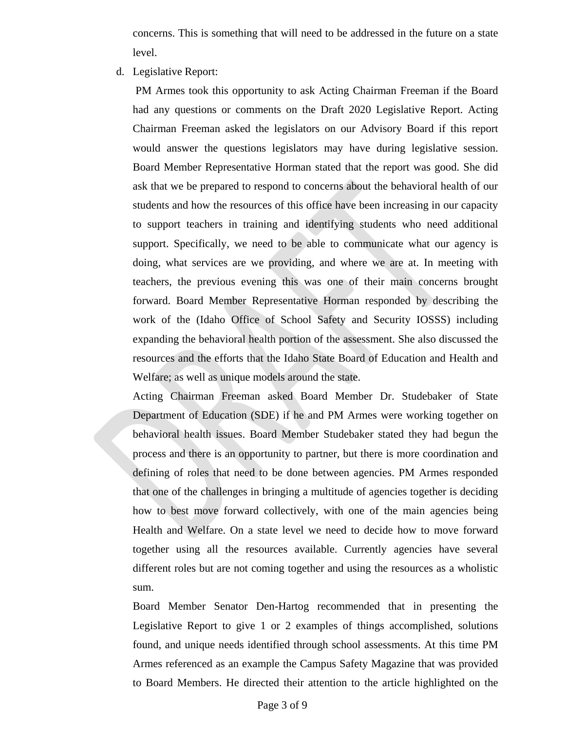concerns. This is something that will need to be addressed in the future on a state level.

d. Legislative Report:

PM Armes took this opportunity to ask Acting Chairman Freeman if the Board had any questions or comments on the Draft 2020 Legislative Report. Acting Chairman Freeman asked the legislators on our Advisory Board if this report would answer the questions legislators may have during legislative session. Board Member Representative Horman stated that the report was good. She did ask that we be prepared to respond to concerns about the behavioral health of our students and how the resources of this office have been increasing in our capacity to support teachers in training and identifying students who need additional support. Specifically, we need to be able to communicate what our agency is doing, what services are we providing, and where we are at. In meeting with teachers, the previous evening this was one of their main concerns brought forward. Board Member Representative Horman responded by describing the work of the (Idaho Office of School Safety and Security IOSSS) including expanding the behavioral health portion of the assessment. She also discussed the resources and the efforts that the Idaho State Board of Education and Health and Welfare; as well as unique models around the state.

Acting Chairman Freeman asked Board Member Dr. Studebaker of State Department of Education (SDE) if he and PM Armes were working together on behavioral health issues. Board Member Studebaker stated they had begun the process and there is an opportunity to partner, but there is more coordination and defining of roles that need to be done between agencies. PM Armes responded that one of the challenges in bringing a multitude of agencies together is deciding how to best move forward collectively, with one of the main agencies being Health and Welfare. On a state level we need to decide how to move forward together using all the resources available. Currently agencies have several different roles but are not coming together and using the resources as a wholistic sum.

Board Member Senator Den-Hartog recommended that in presenting the Legislative Report to give 1 or 2 examples of things accomplished, solutions found, and unique needs identified through school assessments. At this time PM Armes referenced as an example the Campus Safety Magazine that was provided to Board Members. He directed their attention to the article highlighted on the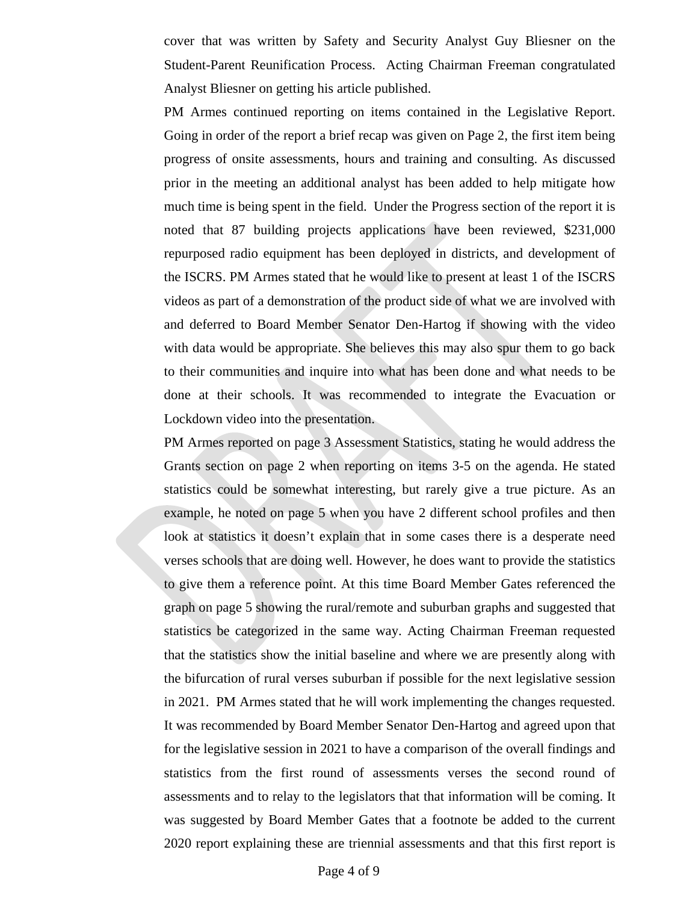cover that was written by Safety and Security Analyst Guy Bliesner on the Student-Parent Reunification Process. Acting Chairman Freeman congratulated Analyst Bliesner on getting his article published.

PM Armes continued reporting on items contained in the Legislative Report. Going in order of the report a brief recap was given on Page 2, the first item being progress of onsite assessments, hours and training and consulting. As discussed prior in the meeting an additional analyst has been added to help mitigate how much time is being spent in the field. Under the Progress section of the report it is noted that 87 building projects applications have been reviewed, \$231,000 repurposed radio equipment has been deployed in districts, and development of the ISCRS. PM Armes stated that he would like to present at least 1 of the ISCRS videos as part of a demonstration of the product side of what we are involved with and deferred to Board Member Senator Den-Hartog if showing with the video with data would be appropriate. She believes this may also spur them to go back to their communities and inquire into what has been done and what needs to be done at their schools. It was recommended to integrate the Evacuation or Lockdown video into the presentation.

PM Armes reported on page 3 Assessment Statistics, stating he would address the Grants section on page 2 when reporting on items 3-5 on the agenda. He stated statistics could be somewhat interesting, but rarely give a true picture. As an example, he noted on page 5 when you have 2 different school profiles and then look at statistics it doesn't explain that in some cases there is a desperate need verses schools that are doing well. However, he does want to provide the statistics to give them a reference point. At this time Board Member Gates referenced the graph on page 5 showing the rural/remote and suburban graphs and suggested that statistics be categorized in the same way. Acting Chairman Freeman requested that the statistics show the initial baseline and where we are presently along with the bifurcation of rural verses suburban if possible for the next legislative session in 2021. PM Armes stated that he will work implementing the changes requested. It was recommended by Board Member Senator Den-Hartog and agreed upon that for the legislative session in 2021 to have a comparison of the overall findings and statistics from the first round of assessments verses the second round of assessments and to relay to the legislators that that information will be coming. It was suggested by Board Member Gates that a footnote be added to the current 2020 report explaining these are triennial assessments and that this first report is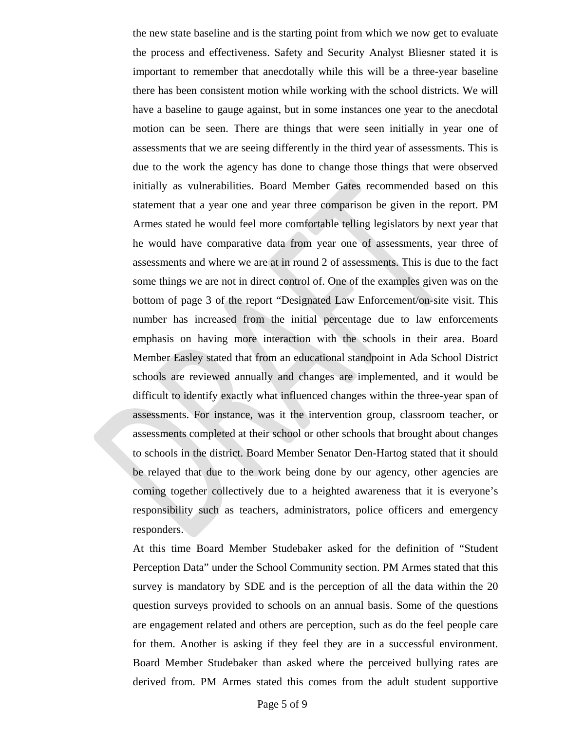the new state baseline and is the starting point from which we now get to evaluate the process and effectiveness. Safety and Security Analyst Bliesner stated it is important to remember that anecdotally while this will be a three-year baseline there has been consistent motion while working with the school districts. We will have a baseline to gauge against, but in some instances one year to the anecdotal motion can be seen. There are things that were seen initially in year one of assessments that we are seeing differently in the third year of assessments. This is due to the work the agency has done to change those things that were observed initially as vulnerabilities. Board Member Gates recommended based on this statement that a year one and year three comparison be given in the report. PM Armes stated he would feel more comfortable telling legislators by next year that he would have comparative data from year one of assessments, year three of assessments and where we are at in round 2 of assessments. This is due to the fact some things we are not in direct control of. One of the examples given was on the bottom of page 3 of the report "Designated Law Enforcement/on-site visit. This number has increased from the initial percentage due to law enforcements emphasis on having more interaction with the schools in their area. Board Member Easley stated that from an educational standpoint in Ada School District schools are reviewed annually and changes are implemented, and it would be difficult to identify exactly what influenced changes within the three-year span of assessments. For instance, was it the intervention group, classroom teacher, or assessments completed at their school or other schools that brought about changes to schools in the district. Board Member Senator Den-Hartog stated that it should be relayed that due to the work being done by our agency, other agencies are coming together collectively due to a heighted awareness that it is everyone's responsibility such as teachers, administrators, police officers and emergency responders.

At this time Board Member Studebaker asked for the definition of "Student Perception Data" under the School Community section. PM Armes stated that this survey is mandatory by SDE and is the perception of all the data within the 20 question surveys provided to schools on an annual basis. Some of the questions are engagement related and others are perception, such as do the feel people care for them. Another is asking if they feel they are in a successful environment. Board Member Studebaker than asked where the perceived bullying rates are derived from. PM Armes stated this comes from the adult student supportive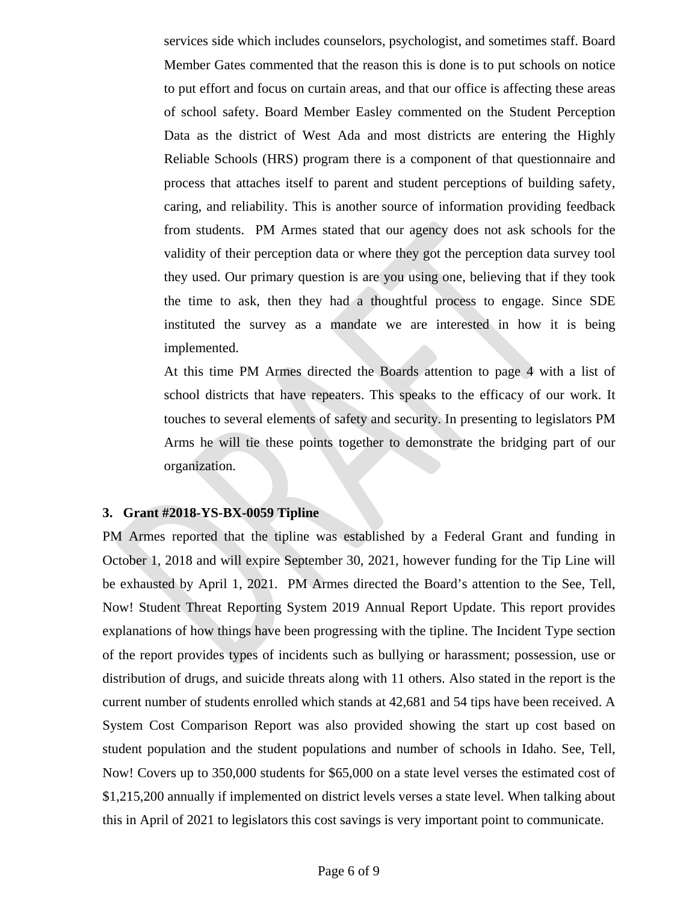services side which includes counselors, psychologist, and sometimes staff. Board Member Gates commented that the reason this is done is to put schools on notice to put effort and focus on curtain areas, and that our office is affecting these areas of school safety. Board Member Easley commented on the Student Perception Data as the district of West Ada and most districts are entering the Highly Reliable Schools (HRS) program there is a component of that questionnaire and process that attaches itself to parent and student perceptions of building safety, caring, and reliability. This is another source of information providing feedback from students. PM Armes stated that our agency does not ask schools for the validity of their perception data or where they got the perception data survey tool they used. Our primary question is are you using one, believing that if they took the time to ask, then they had a thoughtful process to engage. Since SDE instituted the survey as a mandate we are interested in how it is being implemented.

At this time PM Armes directed the Boards attention to page 4 with a list of school districts that have repeaters. This speaks to the efficacy of our work. It touches to several elements of safety and security. In presenting to legislators PM Arms he will tie these points together to demonstrate the bridging part of our organization.

**3. Grant #2018-YS-BX-0059 Tipline**

PM Armes reported that the tipline was established by a Federal Grant and funding in October 1, 2018 and will expire September 30, 2021, however funding for the Tip Line will be exhausted by April 1, 2021. PM Armes directed the Board's attention to the See, Tell, Now! Student Threat Reporting System 2019 Annual Report Update. This report provides explanations of how things have been progressing with the tipline. The Incident Type section of the report provides types of incidents such as bullying or harassment; possession, use or distribution of drugs, and suicide threats along with 11 others. Also stated in the report is the current number of students enrolled which stands at 42,681 and 54 tips have been received. A System Cost Comparison Report was also provided showing the start up cost based on student population and the student populations and number of schools in Idaho. See, Tell, Now! Covers up to 350,000 students for $65,000 on a state level verses the estimated cost of $1,215,200 annually if implemented on district levels verses a state level. When talking about this in April of 2021 to legislators this cost savings is very important point to communicate.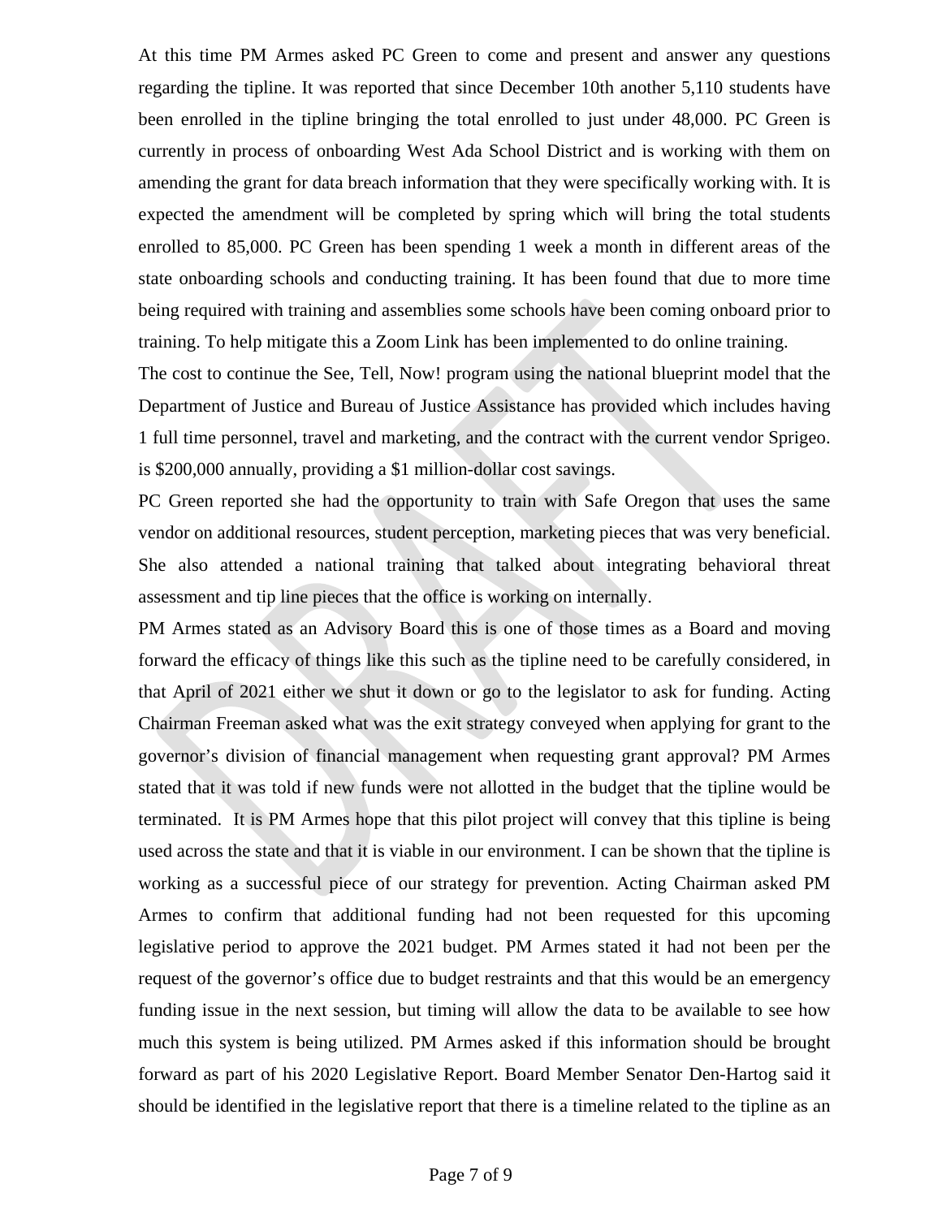At this time PM Armes asked PC Green to come and present and answer any questions regarding the tipline. It was reported that since December 10th another 5,110 students have been enrolled in the tipline bringing the total enrolled to just under 48,000. PC Green is currently in process of onboarding West Ada School District and is working with them on amending the grant for data breach information that they were specifically working with. It is expected the amendment will be completed by spring which will bring the total students enrolled to 85,000. PC Green has been spending 1 week a month in different areas of the state onboarding schools and conducting training. It has been found that due to more time being required with training and assemblies some schools have been coming onboard prior to training. To help mitigate this a Zoom Link has been implemented to do online training.

The cost to continue the See, Tell, Now! program using the national blueprint model that the Department of Justice and Bureau of Justice Assistance has provided which includes having 1 full time personnel, travel and marketing, and the contract with the current vendor Sprigeo. is $200,000 annually, providing a $1 million-dollar cost savings.

PC Green reported she had the opportunity to train with Safe Oregon that uses the same vendor on additional resources, student perception, marketing pieces that was very beneficial. She also attended a national training that talked about integrating behavioral threat assessment and tip line pieces that the office is working on internally.

PM Armes stated as an Advisory Board this is one of those times as a Board and moving forward the efficacy of things like this such as the tipline need to be carefully considered, in that April of 2021 either we shut it down or go to the legislator to ask for funding. Acting Chairman Freeman asked what was the exit strategy conveyed when applying for grant to the governor's division of financial management when requesting grant approval? PM Armes stated that it was told if new funds were not allotted in the budget that the tipline would be terminated. It is PM Armes hope that this pilot project will convey that this tipline is being used across the state and that it is viable in our environment. I can be shown that the tipline is working as a successful piece of our strategy for prevention. Acting Chairman asked PM Armes to confirm that additional funding had not been requested for this upcoming legislative period to approve the 2021 budget. PM Armes stated it had not been per the request of the governor's office due to budget restraints and that this would be an emergency funding issue in the next session, but timing will allow the data to be available to see how much this system is being utilized. PM Armes asked if this information should be brought forward as part of his 2020 Legislative Report. Board Member Senator Den-Hartog said it should be identified in the legislative report that there is a timeline related to the tipline as an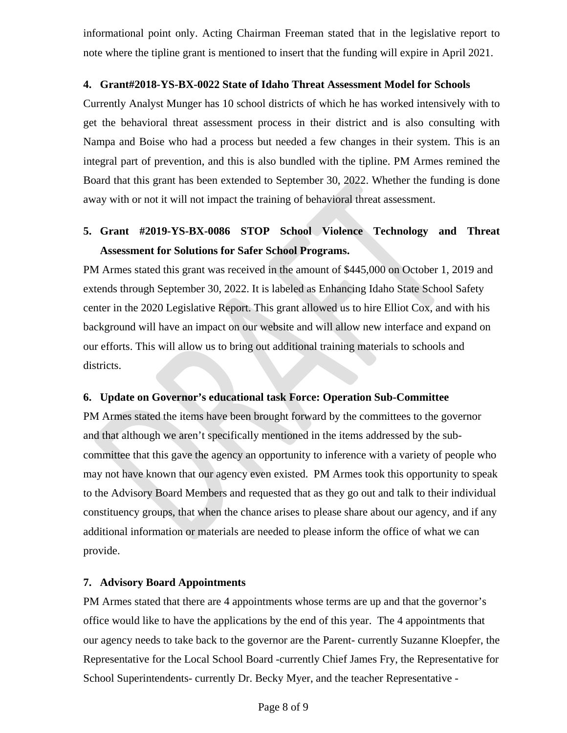informational point only. Acting Chairman Freeman stated that in the legislative report to note where the tipline grant is mentioned to insert that the funding will expire in April 2021.

**4. Grant#2018-YS-BX-0022 State of Idaho Threat Assessment Model for Schools**

Currently Analyst Munger has 10 school districts of which he has worked intensively with to get the behavioral threat assessment process in their district and is also consulting with Nampa and Boise who had a process but needed a few changes in their system. This is an integral part of prevention, and this is also bundled with the tipline. PM Armes remined the Board that this grant has been extended to September 30, 2022. Whether the funding is done away with or not it will not impact the training of behavioral threat assessment.

**5. Grant #2019-YS-BX-0086 STOP School Violence Technology and Threat Assessment for Solutions for Safer School Programs.**

PM Armes stated this grant was received in the amount of $445,000 on October 1, 2019 and extends through September 30, 2022. It is labeled as Enhancing Idaho State School Safety center in the 2020 Legislative Report. This grant allowed us to hire Elliot Cox, and with his background will have an impact on our website and will allow new interface and expand on our efforts. This will allow us to bring out additional training materials to schools and districts.

**6. Update on Governor's educational task Force: Operation Sub-Committee**

PM Armes stated the items have been brought forward by the committees to the governor and that although we aren't specifically mentioned in the items addressed by the sub-committee that this gave the agency an opportunity to inference with a variety of people who may not have known that our agency even existed. PM Armes took this opportunity to speak to the Advisory Board Members and requested that as they go out and talk to their individual constituency groups, that when the chance arises to please share about our agency, and if any additional information or materials are needed to please inform the office of what we can provide.

**7. Advisory Board Appointments**

PM Armes stated that there are 4 appointments whose terms are up and that the governor's office would like to have the applications by the end of this year. The 4 appointments that our agency needs to take back to the governor are the Parent- currently Suzanne Kloepfer, the Representative for the Local School Board -currently Chief James Fry, the Representative for School Superintendents- currently Dr. Becky Myer, and the teacher Representative -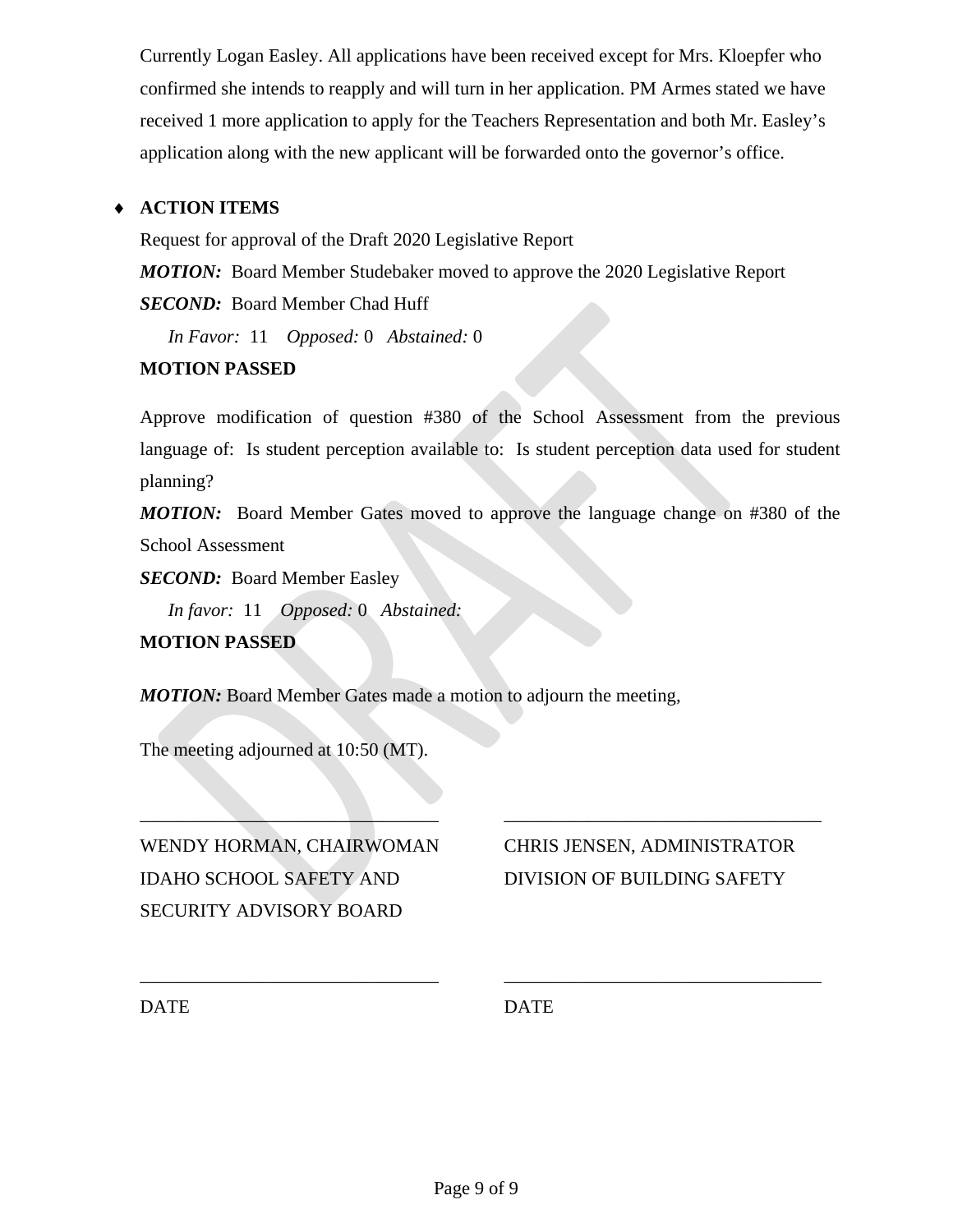Currently Logan Easley. All applications have been received except for Mrs. Kloepfer who confirmed she intends to reapply and will turn in her application. PM Armes stated we have received 1 more application to apply for the Teachers Representation and both Mr. Easley's application along with the new applicant will be forwarded onto the governor's office.

- **ACTION ITEMS**

Request for approval of the Draft 2020 Legislative Report

***MOTION:*** Board Member Studebaker moved to approve the 2020 Legislative Report

***SECOND:*** Board Member Chad Huff

*In Favor:* 11 *Opposed:* 0 *Abstained:* 0

**MOTION PASSED**

Approve modification of question #380 of the School Assessment from the previous language of: Is student perception available to: Is student perception data used for student planning?

***MOTION:*** Board Member Gates moved to approve the language change on #380 of the School Assessment

***SECOND:*** Board Member Easley

*In favor:* 11 *Opposed:* 0 *Abstained:*

**MOTION PASSED**

***MOTION:*** Board Member Gates made a motion to adjourn the meeting,

The meeting adjourned at 10:50 (MT).

_______________________________

WENDY HORMAN, CHAIRWOMAN
IDAHO SCHOOL SAFETY AND
SECURITY ADVISORY BOARD

_______________________________

CHRIS JENSEN, ADMINISTRATOR
DIVISION OF BUILDING SAFETY

_______________________________

DATE

_______________________________

DATE